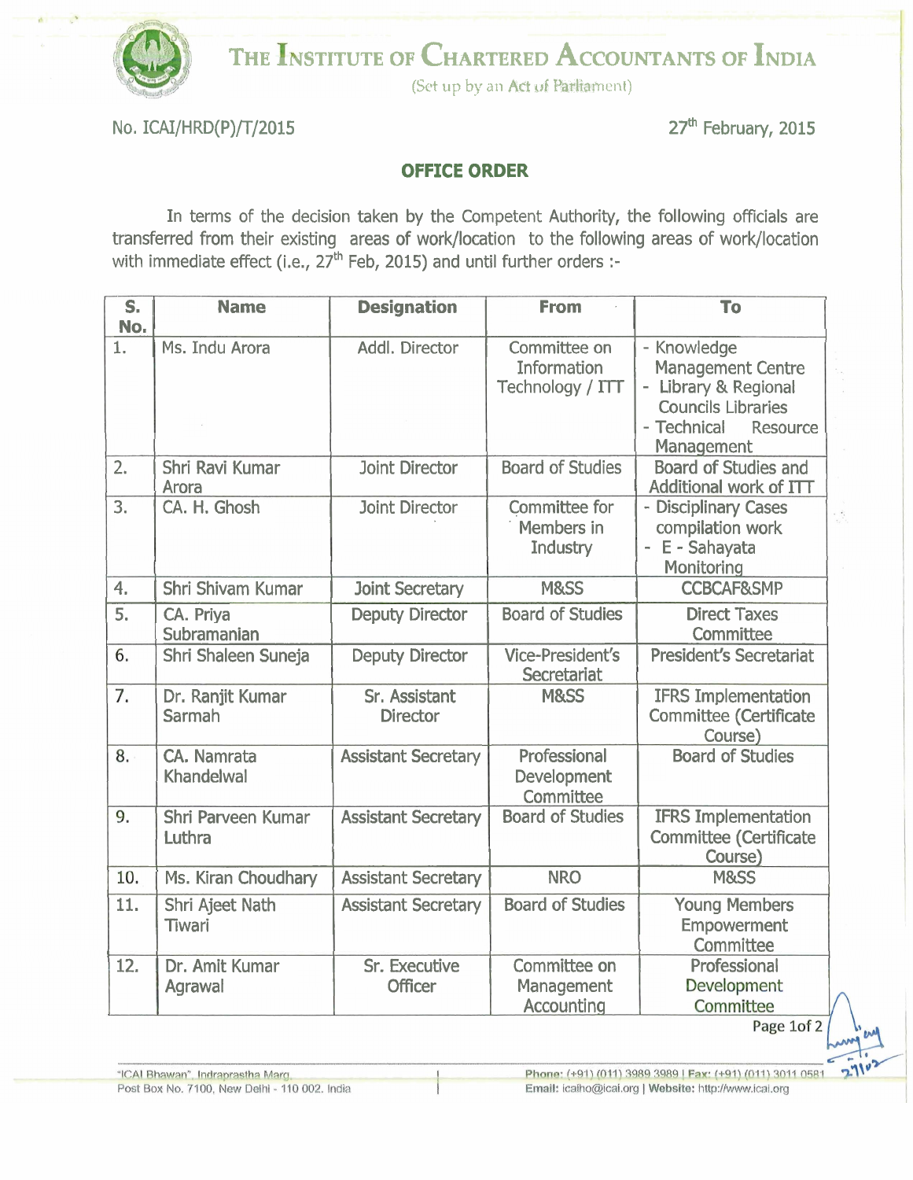# THE INSTITUTE OF CHARTERED ACCOUNTANTS OF INDIA

(Set up by an Act of Parliament)

No. ICAI/HRD(P)/T/2015

27th February, 2015

## OFFICE ORDER

In terms of the decision taken by the Competent Authority, the following officials are transferred from their existing areas of work/location to the following areas of work/location with immediate effect (i.e., 27th Feb, 2015) and until further orders :-

| S. No. | Name | Designation | From | To |
|---|---|---|---|---|
| 1. | Ms. Indu Arora | Addl. Director | Committee on Information Technology / ITT | - Knowledge Management Centre<br>- Library & Regional Councils Libraries<br>- Technical Resource Management |
| 2. | Shri Ravi Kumar Arora | Joint Director | Board of Studies | Board of Studies and Additional work of ITT |
| 3. | CA. H. Ghosh | Joint Director | Committee for Members in Industry | - Disciplinary Cases compilation work<br>- E - Sahayata Monitoring |
| 4. | Shri Shivam Kumar | Joint Secretary | M&SS | CCBCAF&SMP |
| 5. | CA. Priya Subramanian | Deputy Director | Board of Studies | Direct Taxes Committee |
| 6. | Shri Shaleen Suneja | Deputy Director | Vice-President's Secretariat | President's Secretariat |
| 7. | Dr. Ranjit Kumar Sarmah | Sr. Assistant Director | M&SS | IFRS Implementation Committee (Certificate Course) |
| 8. | CA. Namrata Khandelwal | Assistant Secretary | Professional Development Committee | Board of Studies |
| 9. | Shri Parveen Kumar Luthra | Assistant Secretary | Board of Studies | IFRS Implementation Committee (Certificate Course) |
| 10. | Ms. Kiran Choudhary | Assistant Secretary | NRO | M&SS |
| 11. | Shri Ajeet Nath Tiwari | Assistant Secretary | Board of Studies | Young Members Empowerment Committee |
| 12. | Dr. Amit Kumar Agrawal | Sr. Executive Officer | Committee on Management Accounting | Professional Development Committee |

"ICAI Bhawan", Indraprastha Marg, Post Box No. 7100, New Delhi - 110 002. India

Phone: (+91) (011) 3989 3989 | Fax: (+91) (011) 3011 0581
Email: icaiho@icai.org | Website: http://www.icai.org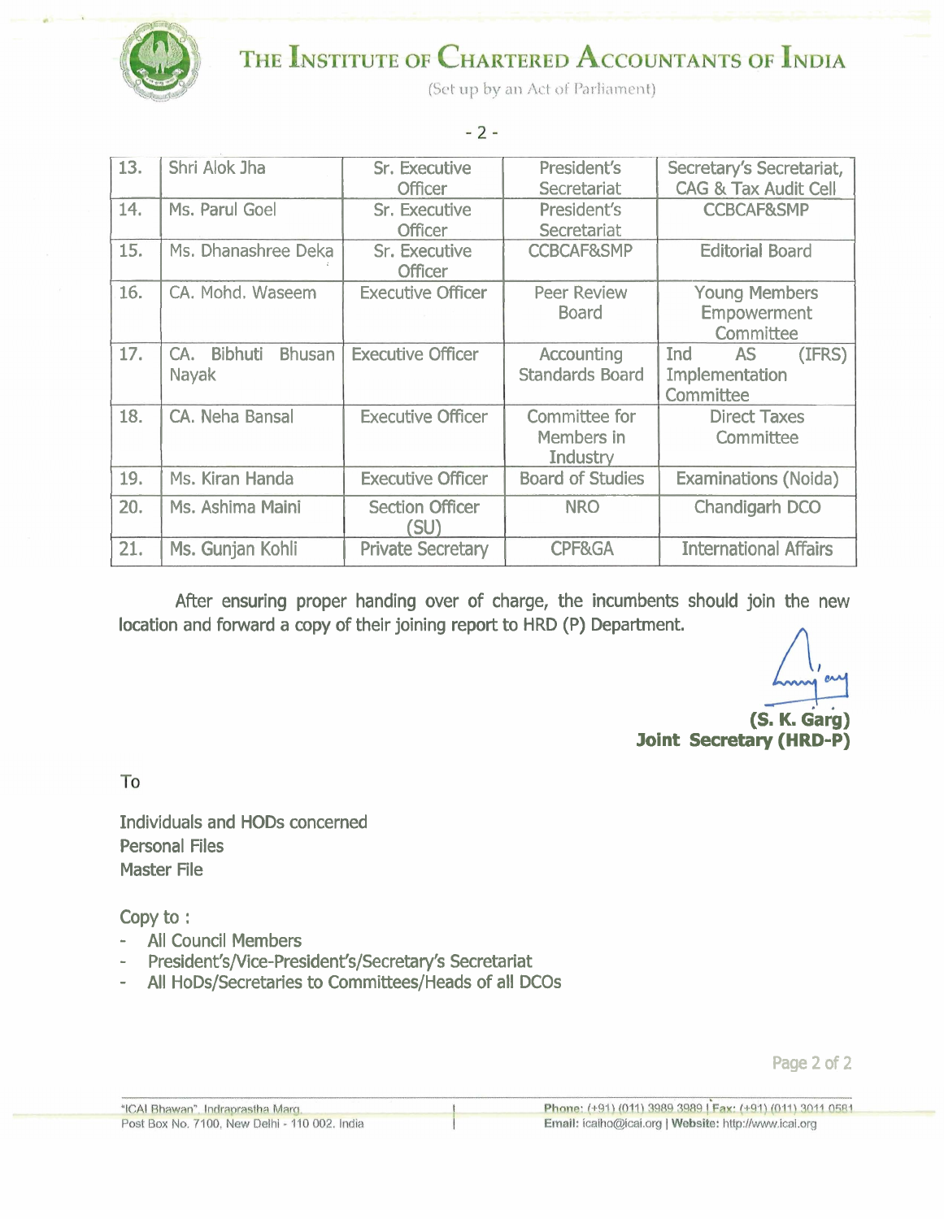| | | | | |
|---|---|---|---|---|
| 13. | Shri Alok Jha | Sr. Executive Officer | President's Secretariat | Secretary's Secretariat, CAG & Tax Audit Cell |
| 14. | Ms. Parul Goel | Sr. Executive Officer | President's Secretariat | CCBCAF&SMP |
| 15. | Ms. Dhanashree Deka | Sr. Executive Officer | CCBCAF&SMP | Editorial Board |
| 16. | CA. Mohd. Waseem | Executive Officer | Peer Review Board | Young Members Empowerment Committee |
| 17. | CA. Bibhuti Bhusan Nayak | Executive Officer | Accounting Standards Board | Ind AS (IFRS) Implementation Committee |
| 18. | CA. Neha Bansal | Executive Officer | Committee for Members in Industry | Direct Taxes Committee |
| 19. | Ms. Kiran Handa | Executive Officer | Board of Studies | Examinations (Noida) |
| 20. | Ms. Ashima Maini | Section Officer (SU) | NRO | Chandigarh DCO |
| 21. | Ms. Gunjan Kohli | Private Secretary | CPF&GA | International Affairs |

After ensuring proper handing over of charge, the incumbents should join the new location and forward a copy of their joining report to HRD (P) Department.

**(S. K. Garg)**
**Joint Secretary (HRD-P)**

To

Individuals and HODs concerned
Personal Files
Master File

Copy to :

- All Council Members
- President's/Vice-President's/Secretary's Secretariat
- All HoDs/Secretaries to Committees/Heads of all DCOs